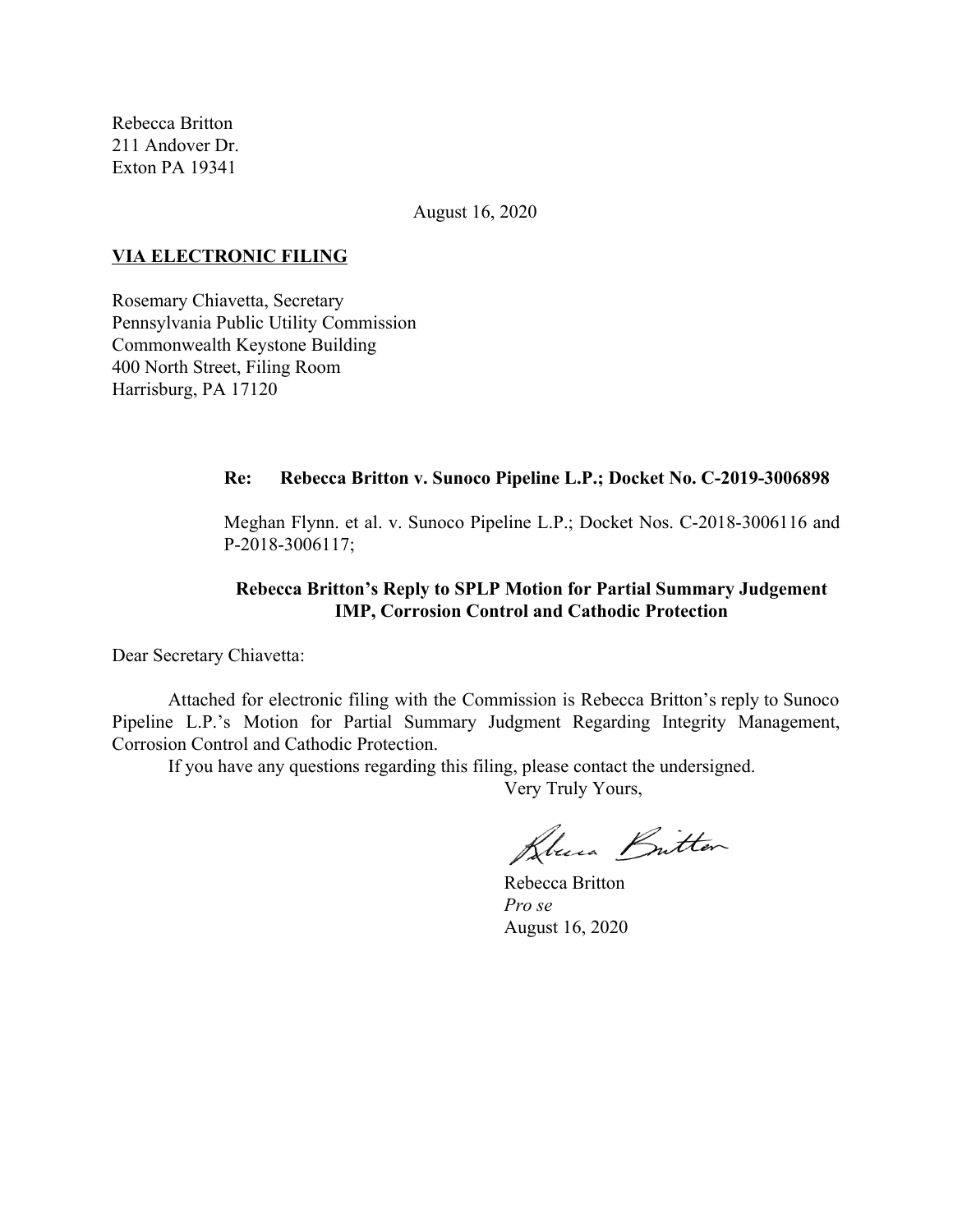Rebecca Britton
211 Andover Dr.
Exton PA 19341

August 16, 2020

**VIA ELECTRONIC FILING**

Rosemary Chiavetta, Secretary
Pennsylvania Public Utility Commission
Commonwealth Keystone Building
400 North Street, Filing Room
Harrisburg, PA 17120

**Re: Rebecca Britton v. Sunoco Pipeline L.P.; Docket No. C-2019-3006898**

Meghan Flynn. et al. v. Sunoco Pipeline L.P.; Docket Nos. C-2018-3006116 and P-2018-3006117;

**Rebecca Britton's Reply to SPLP Motion for Partial Summary Judgement IMP, Corrosion Control and Cathodic Protection**

Dear Secretary Chiavetta:

Attached for electronic filing with the Commission is Rebecca Britton's reply to Sunoco Pipeline L.P.'s Motion for Partial Summary Judgment Regarding Integrity Management, Corrosion Control and Cathodic Protection.

If you have any questions regarding this filing, please contact the undersigned.

Very Truly Yours,

Rebecca Britton
*Pro se*
August 16, 2020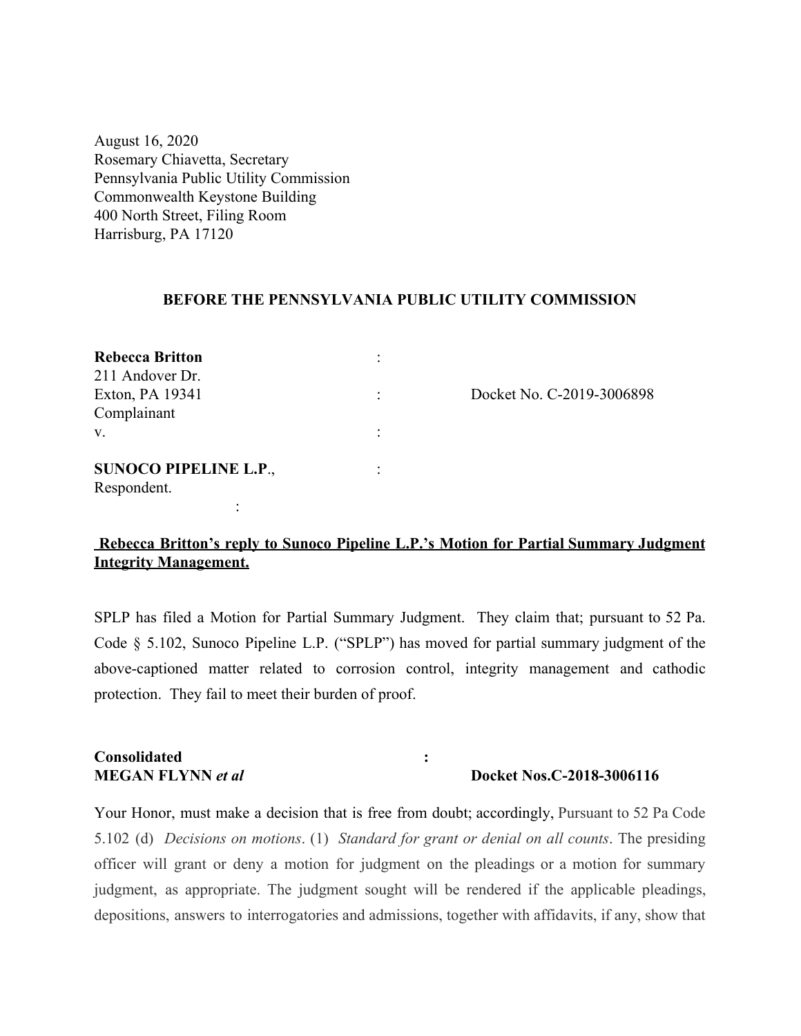August 16, 2020
Rosemary Chiavetta, Secretary
Pennsylvania Public Utility Commission
Commonwealth Keystone Building
400 North Street, Filing Room
Harrisburg, PA 17120

**BEFORE THE PENNSYLVANIA PUBLIC UTILITY COMMISSION**

| | | |
|---|---|---|
| **Rebecca Britton** | : | |
| 211 Andover Dr. | | |
| Exton, PA 19341 | : | Docket No. C-2019-3006898 |
| Complainant | | |
| v. | : | |
| **SUNOCO PIPELINE L.P**., | : | |
| Respondent. | | |
| : | | |

**Rebecca Britton's reply to Sunoco Pipeline L.P.'s Motion for Partial Summary Judgment Integrity Management.**

SPLP has filed a Motion for Partial Summary Judgment. They claim that; pursuant to 52 Pa. Code § 5.102, Sunoco Pipeline L.P. ("SPLP") has moved for partial summary judgment of the above-captioned matter related to corrosion control, integrity management and cathodic protection. They fail to meet their burden of proof.

| | | |
|---|---|---|
| **Consolidated** | **:** | |
| **MEGAN FLYNN** ***et al*** | | **Docket Nos.C-2018-3006116** |

Your Honor, must make a decision that is free from doubt; accordingly, Pursuant to 52 Pa Code 5.102 (d) *Decisions on motions*. (1) *Standard for grant or denial on all counts*. The presiding officer will grant or deny a motion for judgment on the pleadings or a motion for summary judgment, as appropriate. The judgment sought will be rendered if the applicable pleadings, depositions, answers to interrogatories and admissions, together with affidavits, if any, show that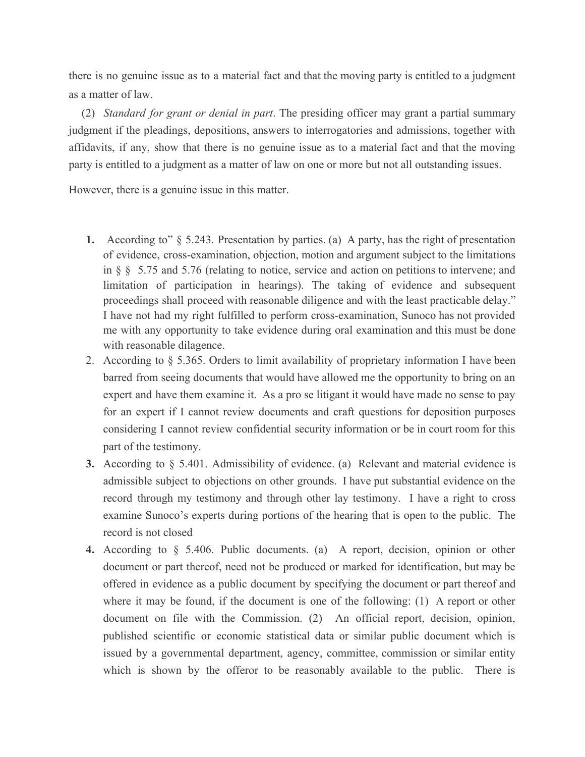there is no genuine issue as to a material fact and that the moving party is entitled to a judgment as a matter of law.

(2) *Standard for grant or denial in part*. The presiding officer may grant a partial summary judgment if the pleadings, depositions, answers to interrogatories and admissions, together with affidavits, if any, show that there is no genuine issue as to a material fact and that the moving party is entitled to a judgment as a matter of law on one or more but not all outstanding issues.

However, there is a genuine issue in this matter.

1. According to" § 5.243. Presentation by parties. (a) A party, has the right of presentation of evidence, cross-examination, objection, motion and argument subject to the limitations in § § 5.75 and 5.76 (relating to notice, service and action on petitions to intervene; and limitation of participation in hearings). The taking of evidence and subsequent proceedings shall proceed with reasonable diligence and with the least practicable delay." I have not had my right fulfilled to perform cross-examination, Sunoco has not provided me with any opportunity to take evidence during oral examination and this must be done with reasonable dilagence.
2. According to § 5.365. Orders to limit availability of proprietary information I have been barred from seeing documents that would have allowed me the opportunity to bring on an expert and have them examine it. As a pro se litigant it would have made no sense to pay for an expert if I cannot review documents and craft questions for deposition purposes considering I cannot review confidential security information or be in court room for this part of the testimony.
3. According to § 5.401. Admissibility of evidence. (a) Relevant and material evidence is admissible subject to objections on other grounds. I have put substantial evidence on the record through my testimony and through other lay testimony. I have a right to cross examine Sunoco's experts during portions of the hearing that is open to the public. The record is not closed
4. According to § 5.406. Public documents. (a) A report, decision, opinion or other document or part thereof, need not be produced or marked for identification, but may be offered in evidence as a public document by specifying the document or part thereof and where it may be found, if the document is one of the following: (1) A report or other document on file with the Commission. (2) An official report, decision, opinion, published scientific or economic statistical data or similar public document which is issued by a governmental department, agency, committee, commission or similar entity which is shown by the offeror to be reasonably available to the public. There is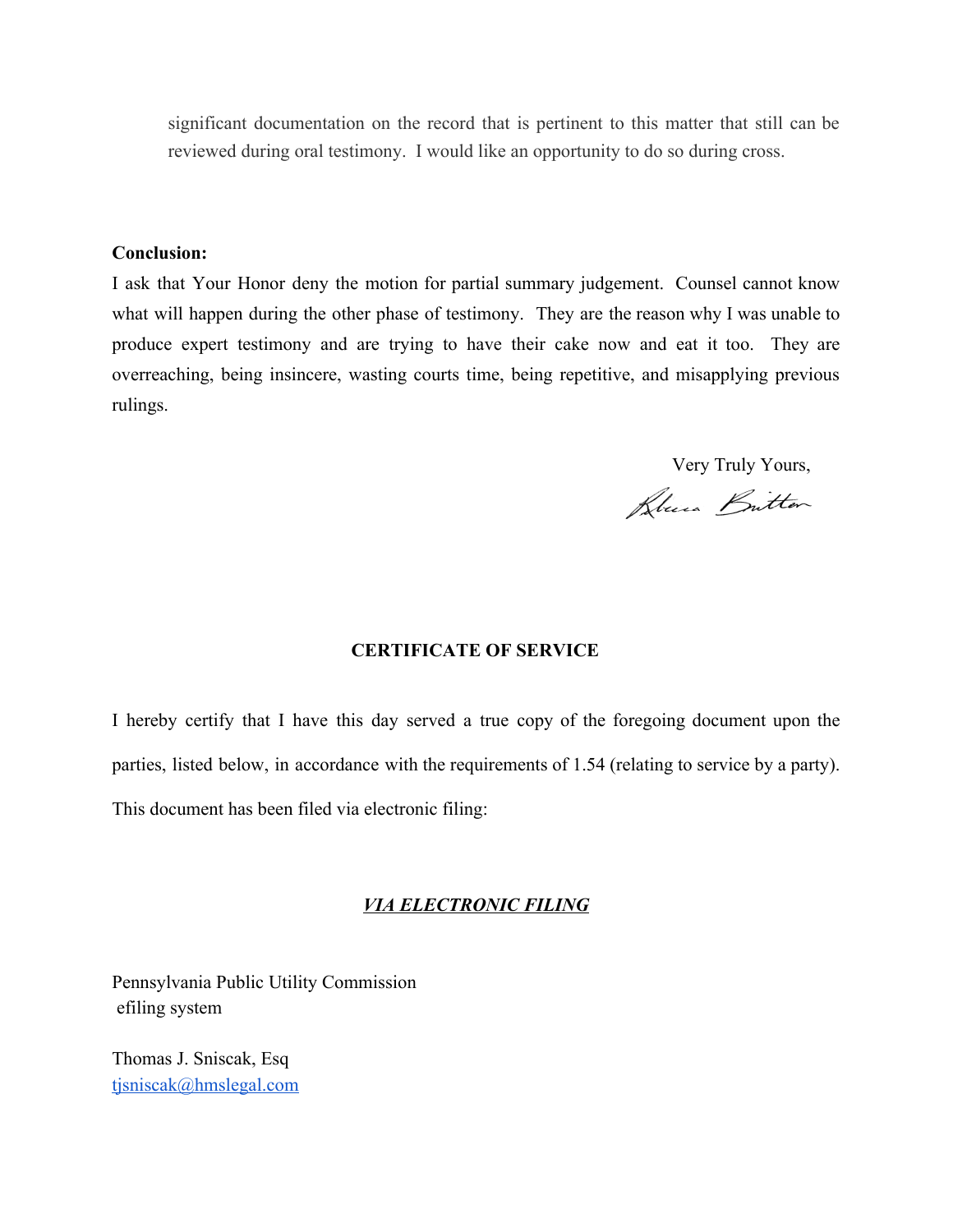significant documentation on the record that is pertinent to this matter that still can be reviewed during oral testimony. I would like an opportunity to do so during cross.

**Conclusion:**

I ask that Your Honor deny the motion for partial summary judgement. Counsel cannot know what will happen during the other phase of testimony. They are the reason why I was unable to produce expert testimony and are trying to have their cake now and eat it too. They are overreaching, being insincere, wasting courts time, being repetitive, and misapplying previous rulings.

Very Truly Yours,

Rhea Britton

**CERTIFICATE OF SERVICE**

I hereby certify that I have this day served a true copy of the foregoing document upon the parties, listed below, in accordance with the requirements of 1.54 (relating to service by a party). This document has been filed via electronic filing:

***VIA ELECTRONIC FILING***

Pennsylvania Public Utility Commission
efiling system

Thomas J. Sniscak, Esq
tjsniscak@hmslegal.com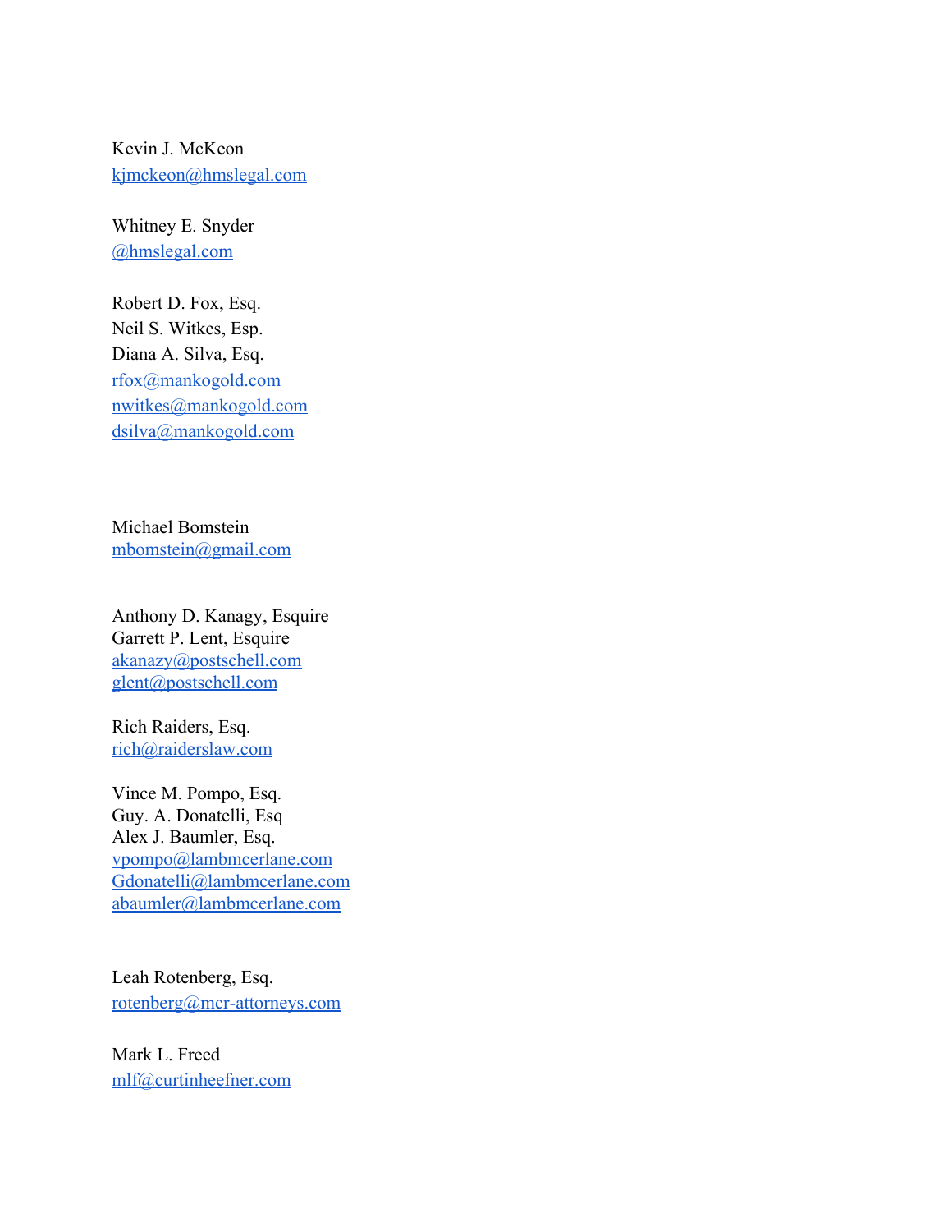Kevin J. McKeon
kjmckeon@hmslegal.com

Whitney E. Snyder
@hmslegal.com

Robert D. Fox, Esq.
Neil S. Witkes, Esp.
Diana A. Silva, Esq.
rfox@mankogold.com
nwitkes@mankogold.com
dsilva@mankogold.com

Michael Bomstein
mbomstein@gmail.com

Anthony D. Kanagy, Esquire
Garrett P. Lent, Esquire
akanazy@postschell.com
glent@postschell.com

Rich Raiders, Esq.
rich@raiderslaw.com

Vince M. Pompo, Esq.
Guy. A. Donatelli, Esq
Alex J. Baumler, Esq.
vpompo@lambmcerlane.com
Gdonatelli@lambmcerlane.com
abaumler@lambmcerlane.com

Leah Rotenberg, Esq.
rotenberg@mcr-attorneys.com

Mark L. Freed
mlf@curtinheefner.com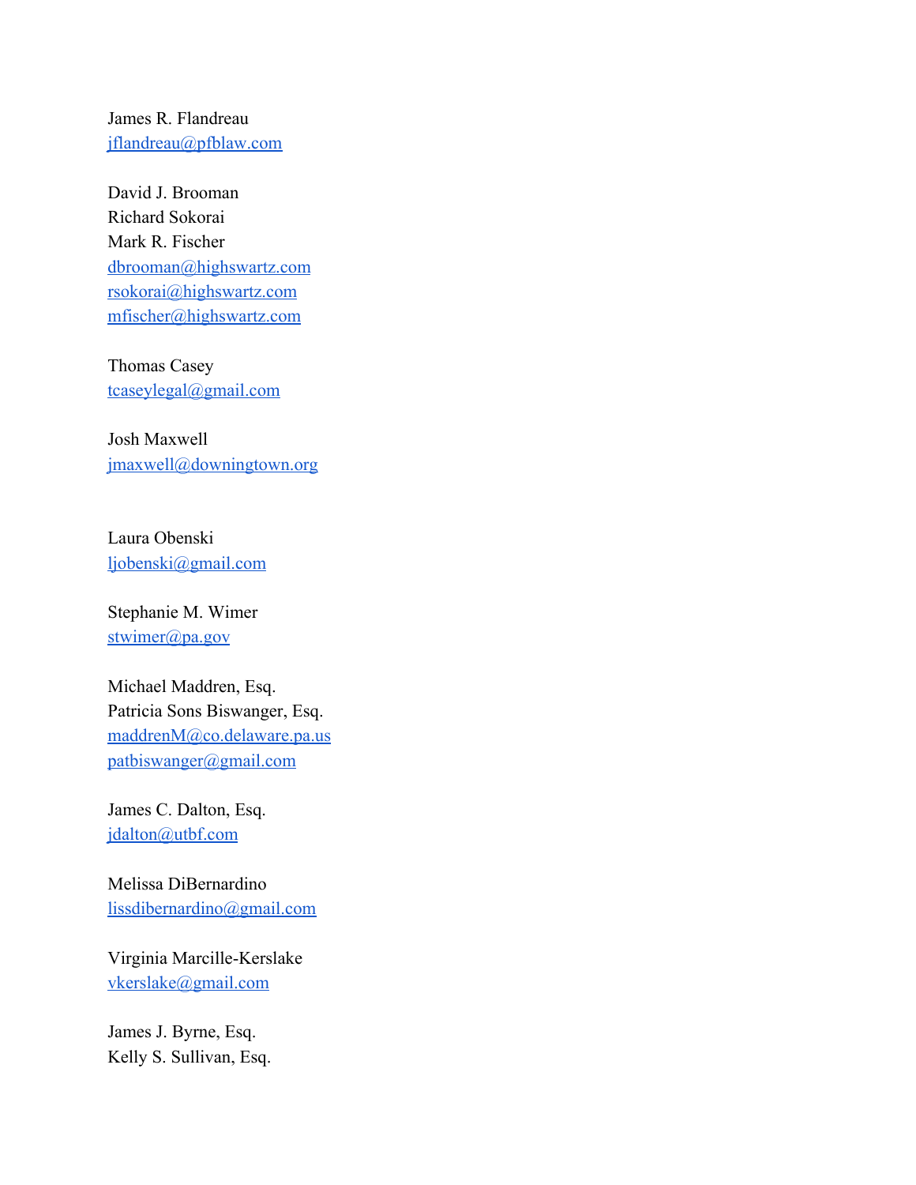James R. Flandreau
jflandreau@pfblaw.com

David J. Brooman
Richard Sokorai
Mark R. Fischer
dbrooman@highswartz.com
rsokorai@highswartz.com
mfischer@highswartz.com

Thomas Casey
tcaseylegal@gmail.com

Josh Maxwell
jmaxwell@downingtown.org

Laura Obenski
ljobenski@gmail.com

Stephanie M. Wimer
stwimer@pa.gov

Michael Maddren, Esq.
Patricia Sons Biswanger, Esq.
maddrenM@co.delaware.pa.us
patbiswanger@gmail.com

James C. Dalton, Esq.
jdalton@utbf.com

Melissa DiBernardino
lissdibernardino@gmail.com

Virginia Marcille-Kerslake
vkerslake@gmail.com

James J. Byrne, Esq.
Kelly S. Sullivan, Esq.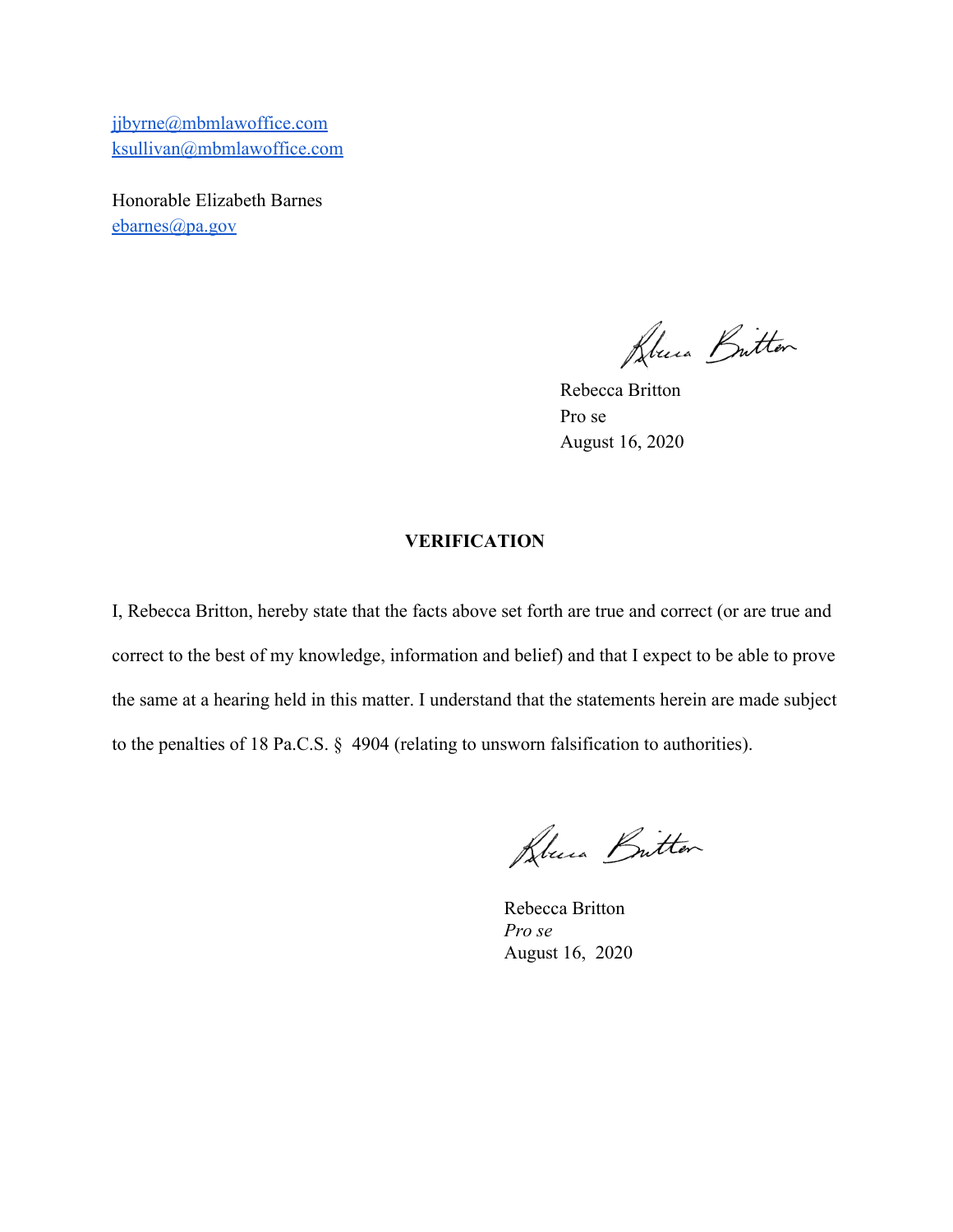jjbyrne@mbmlawoffice.com
ksullivan@mbmlawoffice.com

Honorable Elizabeth Barnes
ebarnes@pa.gov

Rebecca Britton
Pro se
August 16, 2020

**VERIFICATION**

I, Rebecca Britton, hereby state that the facts above set forth are true and correct (or are true and correct to the best of my knowledge, information and belief) and that I expect to be able to prove the same at a hearing held in this matter. I understand that the statements herein are made subject to the penalties of 18 Pa.C.S. § 4904 (relating to unsworn falsification to authorities).

Rebecca Britton
*Pro se*
August 16, 2020